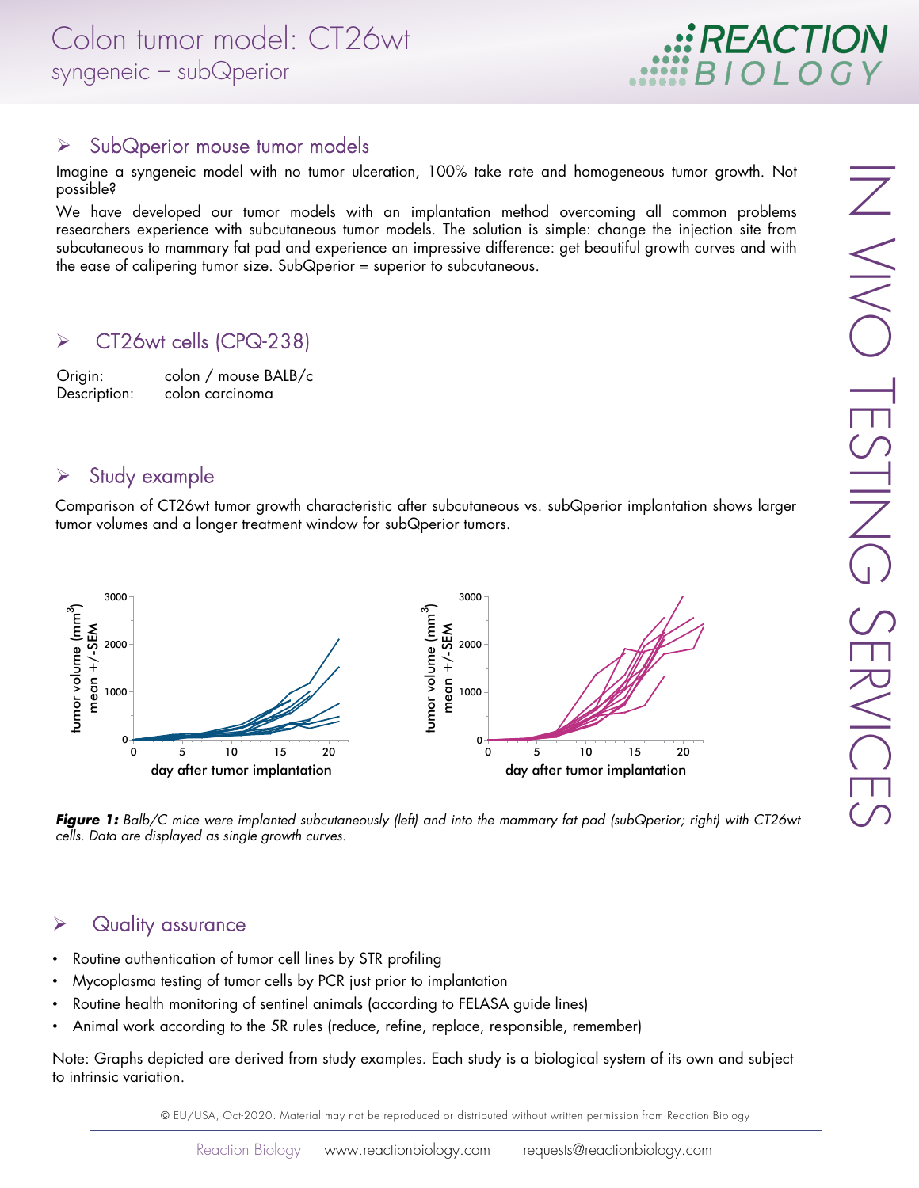# Colon tumor model: CT26wt
syngeneic – subQperior

## SubQperior mouse tumor models

Imagine a syngeneic model with no tumor ulceration, 100% take rate and homogeneous tumor growth. Not possible?

We have developed our tumor models with an implantation method overcoming all common problems researchers experience with subcutaneous tumor models. The solution is simple: change the injection site from subcutaneous to mammary fat pad and experience an impressive difference: get beautiful growth curves and with the ease of calipering tumor size. SubQperior = superior to subcutaneous.

## CT26wt cells (CPQ-238)

Origin: colon / mouse BALB/c
Description: colon carcinoma

## Study example

Comparison of CT26wt tumor growth characteristic after subcutaneous vs. subQperior implantation shows larger tumor volumes and a longer treatment window for subQperior tumors.

***Figure 1:*** *Balb/C mice were implanted subcutaneously (left) and into the mammary fat pad (subQperior; right) with CT26wt cells. Data are displayed as single growth curves.*

## Quality assurance

- Routine authentication of tumor cell lines by STR profiling
- Mycoplasma testing of tumor cells by PCR just prior to implantation
- Routine health monitoring of sentinel animals (according to FELASA guide lines)
- Animal work according to the 5R rules (reduce, refine, replace, responsible, remember)

Note: Graphs depicted are derived from study examples. Each study is a biological system of its own and subject to intrinsic variation.

© EU/USA, Oct-2020. Material may not be reproduced or distributed without written permission from Reaction Biology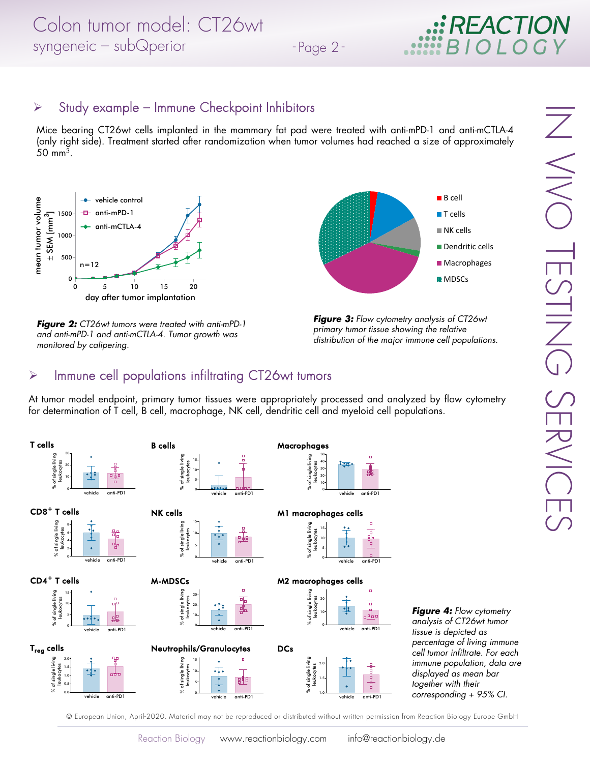# Colon tumor model: CT26wt

syngeneic – subQperior

## Study example – Immune Checkpoint Inhibitors

Mice bearing CT26wt cells implanted in the mammary fat pad were treated with anti-mPD-1 and anti-mCTLA-4 (only right side). Treatment started after randomization when tumor volumes had reached a size of approximately 50 mm³.

mean tumor volume ± SEM [mm³]

1500
1000
500
0

0 5 10 15 20

day after tumor implantation

vehicle control
anti-mPD-1
anti-mCTLA-4

n=12

***Figure 2:*** *CT26wt tumors were treated with anti-mPD-1 and anti-mPD-1 and anti-mCTLA-4. Tumor growth was monitored by calipering.*

B cell
T cells
NK cells
Dendritic cells
Macrophages
MDSCs

***Figure 3:*** *Flow cytometry analysis of CT26wt primary tumor tissue showing the relative distribution of the major immune cell populations.*

## Immune cell populations infiltrating CT26wt tumors

At tumor model endpoint, primary tumor tissues were appropriately processed and analyzed by flow cytometry for determination of T cell, B cell, macrophage, NK cell, dendritic cell and myeloid cell populations.

T cells
B cells
Macrophages
CD8⁺ T cells
NK cells
M1 macrophages cells
CD4⁺ T cells
M-MDSCs
M2 macrophages cells
$T_{reg}$ cells
Neutrophils/Granulocytes
DCs

% of single living leukocytes

vehicle
anti-PD1

***Figure 4:*** *Flow cytometry analysis of CT26wt tumor tissue is depicted as percentage of living immune cell tumor infiltrate. For each immune population, data are displayed as mean bar together with their corresponding + 95% CI.*

© European Union, April-2020. Material may not be reproduced or distributed without written permission from Reaction Biology Europe GmbH

Reaction Biology www.reactionbiology.com info@reactionbiology.de